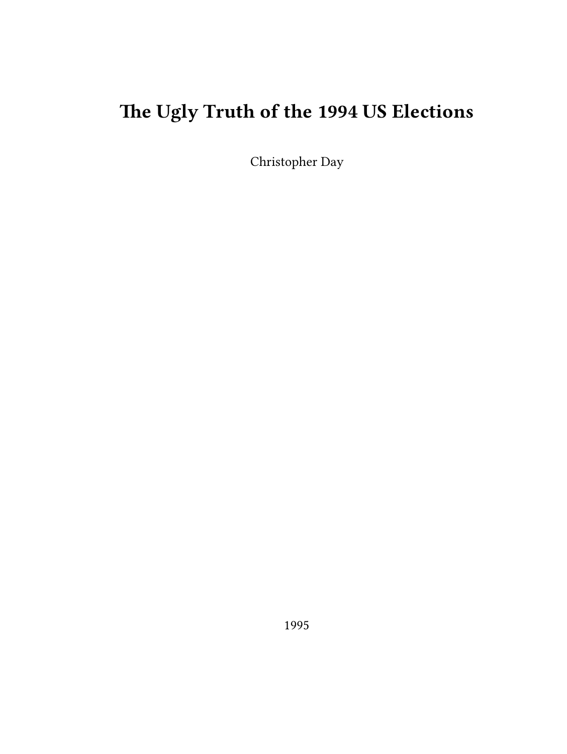# The Ugly Truth of the 1994 US Elections

Christopher Day

1995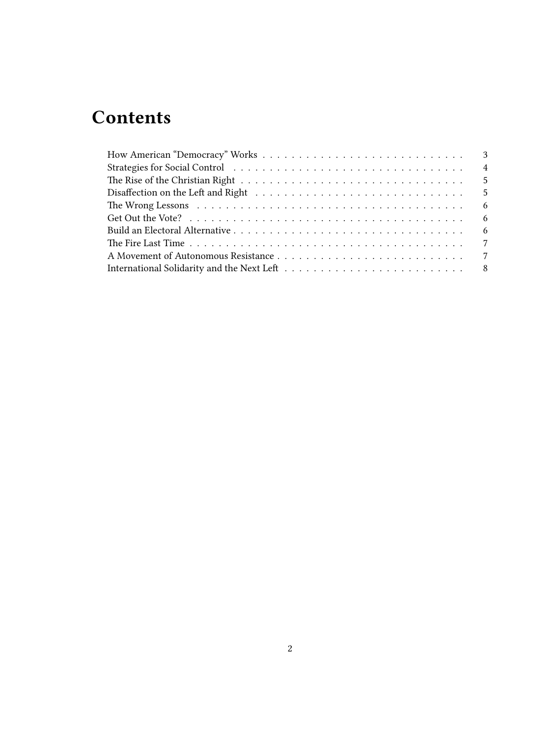# Contents

How American "Democracy" Works . . . . . . . . . . . . . . . . . . . . . . . . . . . . 3
Strategies for Social Control . . . . . . . . . . . . . . . . . . . . . . . . . . . . . . . . 4
The Rise of the Christian Right . . . . . . . . . . . . . . . . . . . . . . . . . . . . . . 5
Disaffection on the Left and Right . . . . . . . . . . . . . . . . . . . . . . . . . . . . 5
The Wrong Lessons . . . . . . . . . . . . . . . . . . . . . . . . . . . . . . . . . . . . 6
Get Out the Vote? . . . . . . . . . . . . . . . . . . . . . . . . . . . . . . . . . . . . . 6
Build an Electoral Alternative . . . . . . . . . . . . . . . . . . . . . . . . . . . . . . . 6
The Fire Last Time . . . . . . . . . . . . . . . . . . . . . . . . . . . . . . . . . . . . . 7
A Movement of Autonomous Resistance . . . . . . . . . . . . . . . . . . . . . . . . . . 7
International Solidarity and the Next Left . . . . . . . . . . . . . . . . . . . . . . . . 8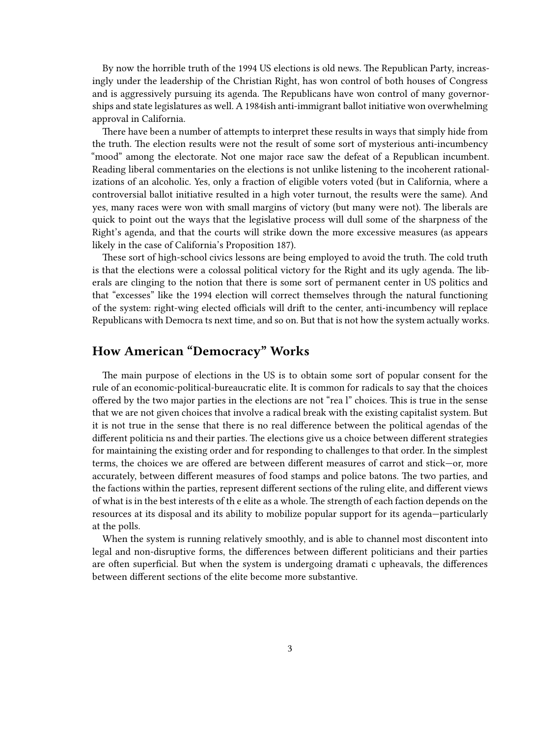By now the horrible truth of the 1994 US elections is old news. The Republican Party, increasingly under the leadership of the Christian Right, has won control of both houses of Congress and is aggressively pursuing its agenda. The Republicans have won control of many governorships and state legislatures as well. A 1984ish anti-immigrant ballot initiative won overwhelming approval in California.

There have been a number of attempts to interpret these results in ways that simply hide from the truth. The election results were not the result of some sort of mysterious anti-incumbency "mood" among the electorate. Not one major race saw the defeat of a Republican incumbent. Reading liberal commentaries on the elections is not unlike listening to the incoherent rationalizations of an alcoholic. Yes, only a fraction of eligible voters voted (but in California, where a controversial ballot initiative resulted in a high voter turnout, the results were the same). And yes, many races were won with small margins of victory (but many were not). The liberals are quick to point out the ways that the legislative process will dull some of the sharpness of the Right's agenda, and that the courts will strike down the more excessive measures (as appears likely in the case of California's Proposition 187).

These sort of high-school civics lessons are being employed to avoid the truth. The cold truth is that the elections were a colossal political victory for the Right and its ugly agenda. The liberals are clinging to the notion that there is some sort of permanent center in US politics and that "excesses" like the 1994 election will correct themselves through the natural functioning of the system: right-wing elected officials will drift to the center, anti-incumbency will replace Republicans with Democra ts next time, and so on. But that is not how the system actually works.

## How American "Democracy" Works

The main purpose of elections in the US is to obtain some sort of popular consent for the rule of an economic-political-bureaucratic elite. It is common for radicals to say that the choices offered by the two major parties in the elections are not "rea l" choices. This is true in the sense that we are not given choices that involve a radical break with the existing capitalist system. But it is not true in the sense that there is no real difference between the political agendas of the different politicia ns and their parties. The elections give us a choice between different strategies for maintaining the existing order and for responding to challenges to that order. In the simplest terms, the choices we are offered are between different measures of carrot and stick—or, more accurately, between different measures of food stamps and police batons. The two parties, and the factions within the parties, represent different sections of the ruling elite, and different views of what is in the best interests of th e elite as a whole. The strength of each faction depends on the resources at its disposal and its ability to mobilize popular support for its agenda—particularly at the polls.

When the system is running relatively smoothly, and is able to channel most discontent into legal and non-disruptive forms, the differences between different politicians and their parties are often superficial. But when the system is undergoing dramati c upheavals, the differences between different sections of the elite become more substantive.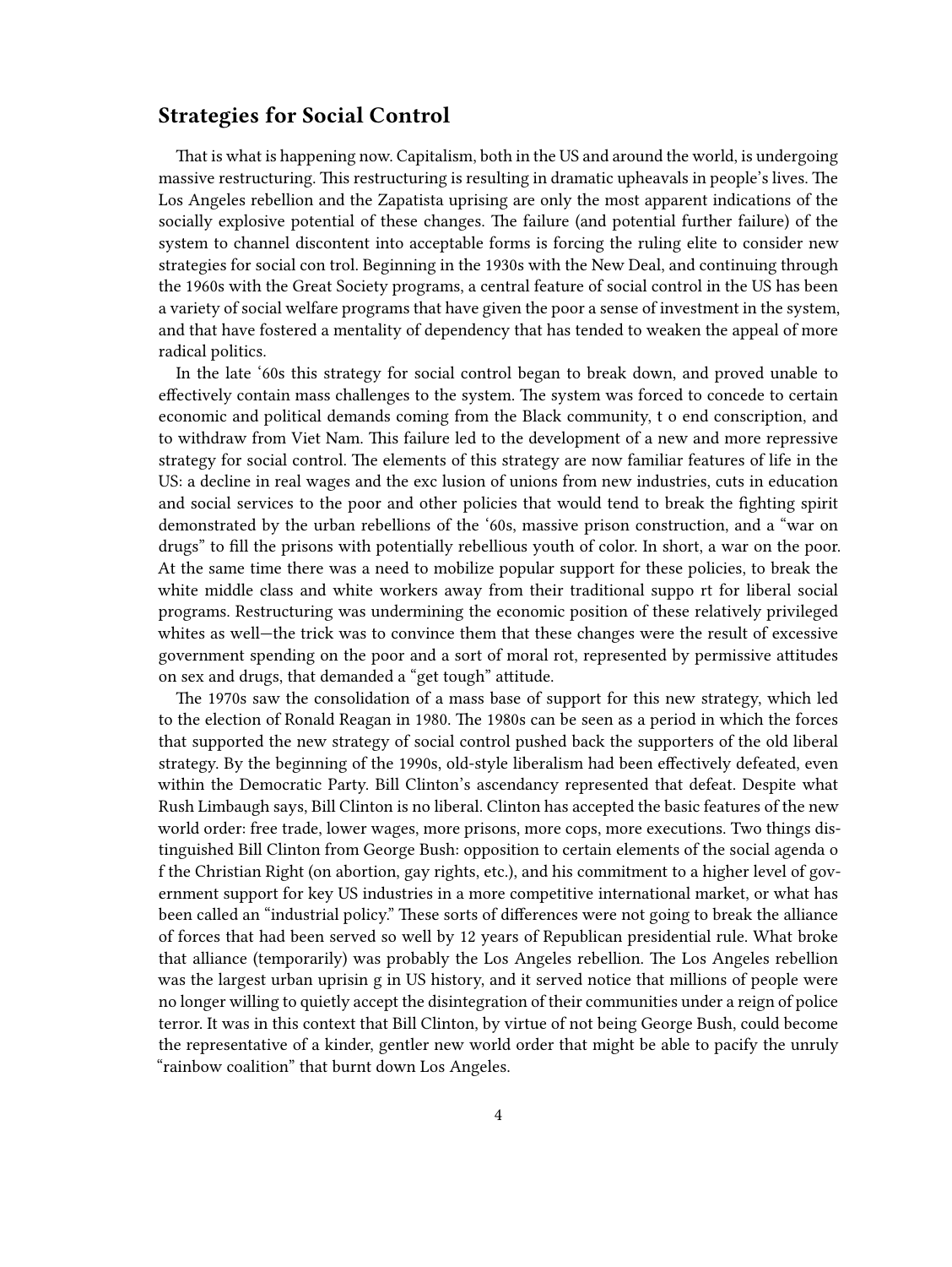## Strategies for Social Control

That is what is happening now. Capitalism, both in the US and around the world, is undergoing massive restructuring. This restructuring is resulting in dramatic upheavals in people's lives. The Los Angeles rebellion and the Zapatista uprising are only the most apparent indications of the socially explosive potential of these changes. The failure (and potential further failure) of the system to channel discontent into acceptable forms is forcing the ruling elite to consider new strategies for social con trol. Beginning in the 1930s with the New Deal, and continuing through the 1960s with the Great Society programs, a central feature of social control in the US has been a variety of social welfare programs that have given the poor a sense of investment in the system, and that have fostered a mentality of dependency that has tended to weaken the appeal of more radical politics.

In the late '60s this strategy for social control began to break down, and proved unable to effectively contain mass challenges to the system. The system was forced to concede to certain economic and political demands coming from the Black community, t o end conscription, and to withdraw from Viet Nam. This failure led to the development of a new and more repressive strategy for social control. The elements of this strategy are now familiar features of life in the US: a decline in real wages and the exc lusion of unions from new industries, cuts in education and social services to the poor and other policies that would tend to break the fighting spirit demonstrated by the urban rebellions of the '60s, massive prison construction, and a "war on drugs" to fill the prisons with potentially rebellious youth of color. In short, a war on the poor. At the same time there was a need to mobilize popular support for these policies, to break the white middle class and white workers away from their traditional suppo rt for liberal social programs. Restructuring was undermining the economic position of these relatively privileged whites as well—the trick was to convince them that these changes were the result of excessive government spending on the poor and a sort of moral rot, represented by permissive attitudes on sex and drugs, that demanded a "get tough" attitude.

The 1970s saw the consolidation of a mass base of support for this new strategy, which led to the election of Ronald Reagan in 1980. The 1980s can be seen as a period in which the forces that supported the new strategy of social control pushed back the supporters of the old liberal strategy. By the beginning of the 1990s, old-style liberalism had been effectively defeated, even within the Democratic Party. Bill Clinton's ascendancy represented that defeat. Despite what Rush Limbaugh says, Bill Clinton is no liberal. Clinton has accepted the basic features of the new world order: free trade, lower wages, more prisons, more cops, more executions. Two things distinguished Bill Clinton from George Bush: opposition to certain elements of the social agenda o f the Christian Right (on abortion, gay rights, etc.), and his commitment to a higher level of government support for key US industries in a more competitive international market, or what has been called an "industrial policy." These sorts of differences were not going to break the alliance of forces that had been served so well by 12 years of Republican presidential rule. What broke that alliance (temporarily) was probably the Los Angeles rebellion. The Los Angeles rebellion was the largest urban uprisin g in US history, and it served notice that millions of people were no longer willing to quietly accept the disintegration of their communities under a reign of police terror. It was in this context that Bill Clinton, by virtue of not being George Bush, could become the representative of a kinder, gentler new world order that might be able to pacify the unruly "rainbow coalition" that burnt down Los Angeles.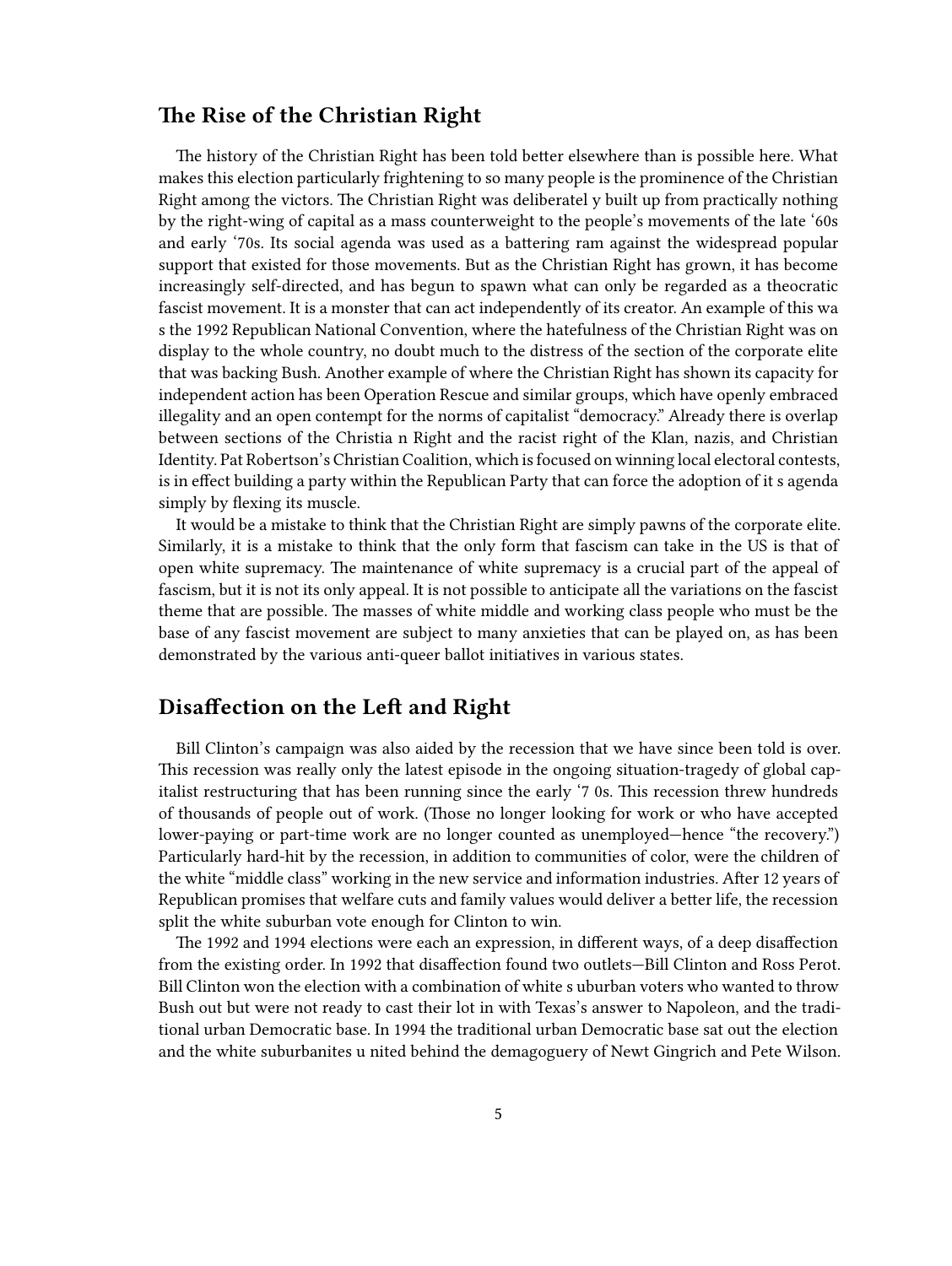## The Rise of the Christian Right

The history of the Christian Right has been told better elsewhere than is possible here. What makes this election particularly frightening to so many people is the prominence of the Christian Right among the victors. The Christian Right was deliberately built up from practically nothing by the right-wing of capital as a mass counterweight to the people's movements of the late '60s and early '70s. Its social agenda was used as a battering ram against the widespread popular support that existed for those movements. But as the Christian Right has grown, it has become increasingly self-directed, and has begun to spawn what can only be regarded as a theocratic fascist movement. It is a monster that can act independently of its creator. An example of this was the 1992 Republican National Convention, where the hatefulness of the Christian Right was on display to the whole country, no doubt much to the distress of the section of the corporate elite that was backing Bush. Another example of where the Christian Right has shown its capacity for independent action has been Operation Rescue and similar groups, which have openly embraced illegality and an open contempt for the norms of capitalist "democracy." Already there is overlap between sections of the Christian Right and the racist right of the Klan, nazis, and Christian Identity. Pat Robertson's Christian Coalition, which is focused on winning local electoral contests, is in effect building a party within the Republican Party that can force the adoption of its agenda simply by flexing its muscle.

It would be a mistake to think that the Christian Right are simply pawns of the corporate elite. Similarly, it is a mistake to think that the only form that fascism can take in the US is that of open white supremacy. The maintenance of white supremacy is a crucial part of the appeal of fascism, but it is not its only appeal. It is not possible to anticipate all the variations on the fascist theme that are possible. The masses of white middle and working class people who must be the base of any fascist movement are subject to many anxieties that can be played on, as has been demonstrated by the various anti-queer ballot initiatives in various states.

## Disaffection on the Left and Right

Bill Clinton's campaign was also aided by the recession that we have since been told is over. This recession was really only the latest episode in the ongoing situation-tragedy of global capitalist restructuring that has been running since the early '70s. This recession threw hundreds of thousands of people out of work. (Those no longer looking for work or who have accepted lower-paying or part-time work are no longer counted as unemployed—hence "the recovery.") Particularly hard-hit by the recession, in addition to communities of color, were the children of the white "middle class" working in the new service and information industries. After 12 years of Republican promises that welfare cuts and family values would deliver a better life, the recession split the white suburban vote enough for Clinton to win.

The 1992 and 1994 elections were each an expression, in different ways, of a deep disaffection from the existing order. In 1992 that disaffection found two outlets—Bill Clinton and Ross Perot. Bill Clinton won the election with a combination of white suburban voters who wanted to throw Bush out but were not ready to cast their lot in with Texas's answer to Napoleon, and the traditional urban Democratic base. In 1994 the traditional urban Democratic base sat out the election and the white suburbanites united behind the demagoguery of Newt Gingrich and Pete Wilson.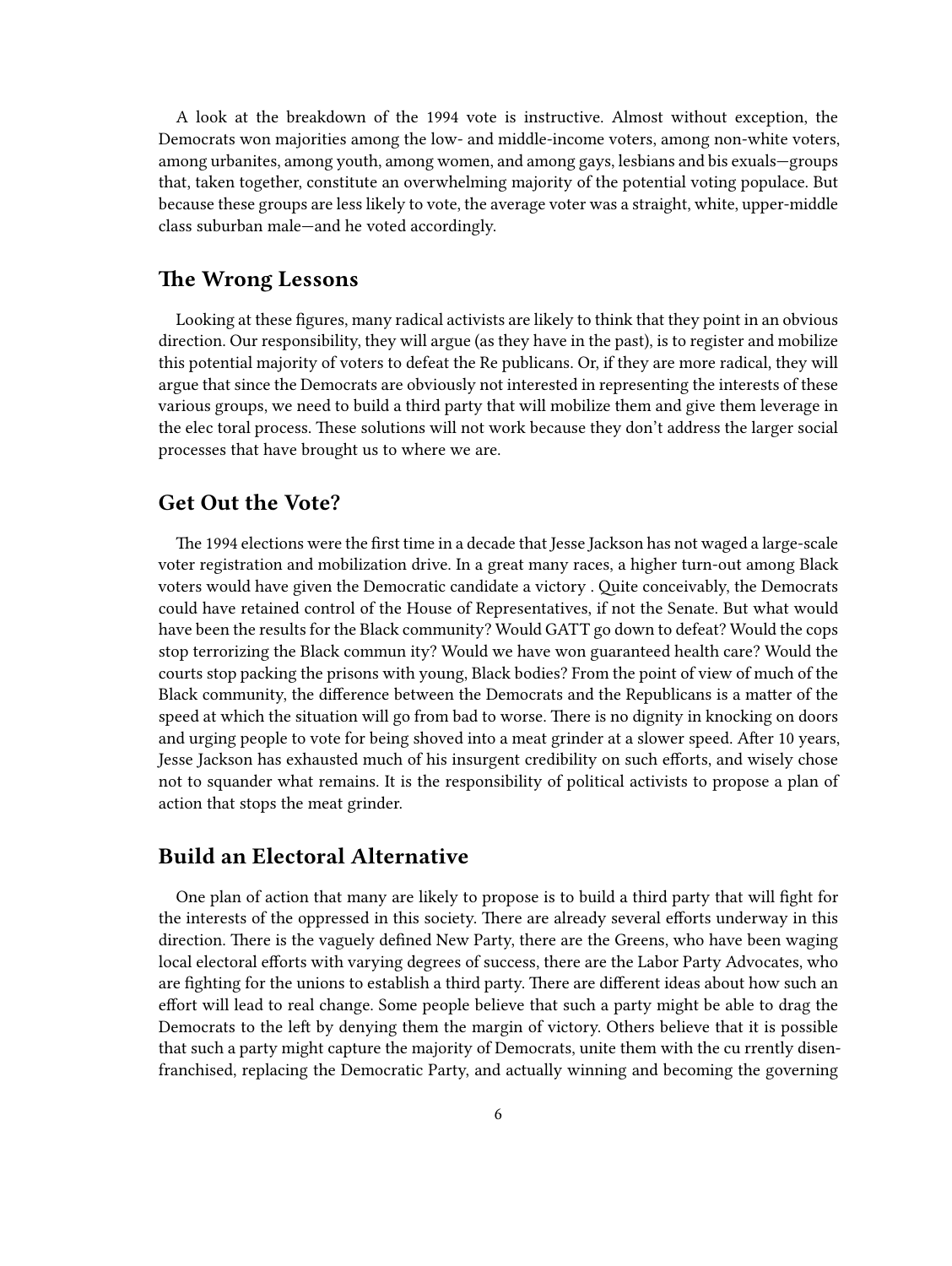A look at the breakdown of the 1994 vote is instructive. Almost without exception, the Democrats won majorities among the low- and middle-income voters, among non-white voters, among urbanites, among youth, among women, and among gays, lesbians and bisexuals—groups that, taken together, constitute an overwhelming majority of the potential voting populace. But because these groups are less likely to vote, the average voter was a straight, white, upper-middle class suburban male—and he voted accordingly.

## The Wrong Lessons

Looking at these figures, many radical activists are likely to think that they point in an obvious direction. Our responsibility, they will argue (as they have in the past), is to register and mobilize this potential majority of voters to defeat the Republicans. Or, if they are more radical, they will argue that since the Democrats are obviously not interested in representing the interests of these various groups, we need to build a third party that will mobilize them and give them leverage in the electoral process. These solutions will not work because they don't address the larger social processes that have brought us to where we are.

## Get Out the Vote?

The 1994 elections were the first time in a decade that Jesse Jackson has not waged a large-scale voter registration and mobilization drive. In a great many races, a higher turn-out among Black voters would have given the Democratic candidate a victory . Quite conceivably, the Democrats could have retained control of the House of Representatives, if not the Senate. But what would have been the results for the Black community? Would GATT go down to defeat? Would the cops stop terrorizing the Black community? Would we have won guaranteed health care? Would the courts stop packing the prisons with young, Black bodies? From the point of view of much of the Black community, the difference between the Democrats and the Republicans is a matter of the speed at which the situation will go from bad to worse. There is no dignity in knocking on doors and urging people to vote for being shoved into a meat grinder at a slower speed. After 10 years, Jesse Jackson has exhausted much of his insurgent credibility on such efforts, and wisely chose not to squander what remains. It is the responsibility of political activists to propose a plan of action that stops the meat grinder.

## Build an Electoral Alternative

One plan of action that many are likely to propose is to build a third party that will fight for the interests of the oppressed in this society. There are already several efforts underway in this direction. There is the vaguely defined New Party, there are the Greens, who have been waging local electoral efforts with varying degrees of success, there are the Labor Party Advocates, who are fighting for the unions to establish a third party. There are different ideas about how such an effort will lead to real change. Some people believe that such a party might be able to drag the Democrats to the left by denying them the margin of victory. Others believe that it is possible that such a party might capture the majority of Democrats, unite them with the currently disenfranchised, replacing the Democratic Party, and actually winning and becoming the governing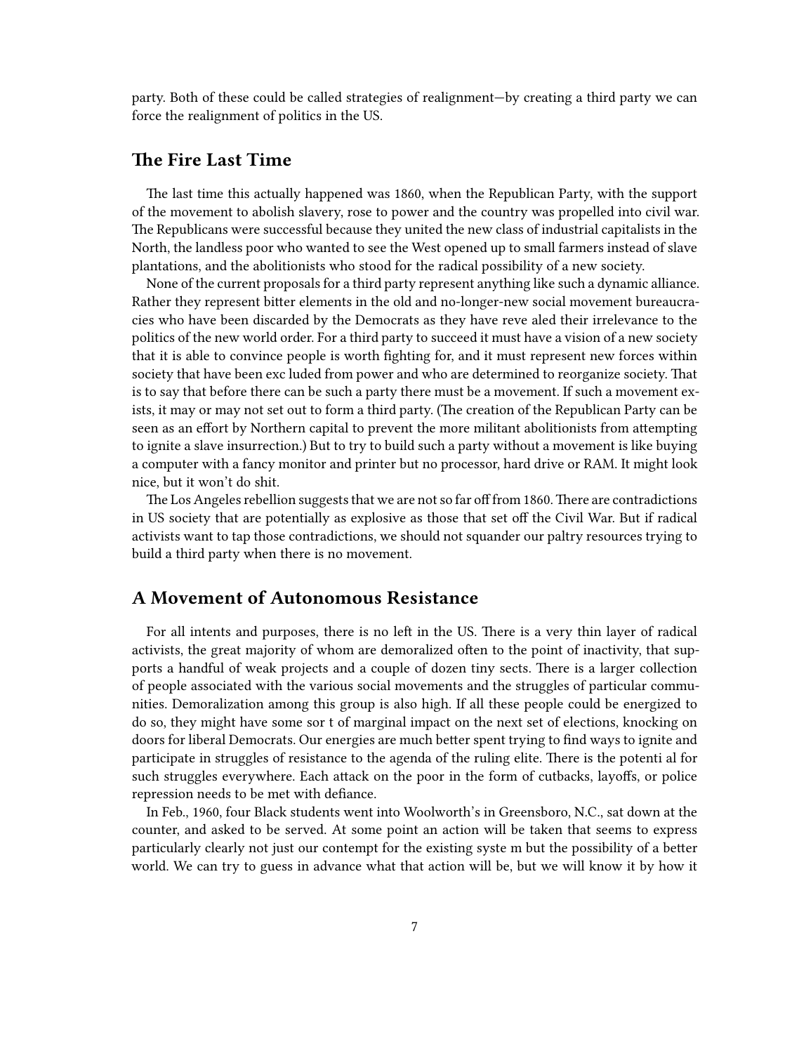party. Both of these could be called strategies of realignment—by creating a third party we can force the realignment of politics in the US.

## The Fire Last Time

The last time this actually happened was 1860, when the Republican Party, with the support of the movement to abolish slavery, rose to power and the country was propelled into civil war. The Republicans were successful because they united the new class of industrial capitalists in the North, the landless poor who wanted to see the West opened up to small farmers instead of slave plantations, and the abolitionists who stood for the radical possibility of a new society.

None of the current proposals for a third party represent anything like such a dynamic alliance. Rather they represent bitter elements in the old and no-longer-new social movement bureaucracies who have been discarded by the Democrats as they have reve aled their irrelevance to the politics of the new world order. For a third party to succeed it must have a vision of a new society that it is able to convince people is worth fighting for, and it must represent new forces within society that have been exc luded from power and who are determined to reorganize society. That is to say that before there can be such a party there must be a movement. If such a movement exists, it may or may not set out to form a third party. (The creation of the Republican Party can be seen as an effort by Northern capital to prevent the more militant abolitionists from attempting to ignite a slave insurrection.) But to try to build such a party without a movement is like buying a computer with a fancy monitor and printer but no processor, hard drive or RAM. It might look nice, but it won't do shit.

The Los Angeles rebellion suggests that we are not so far off from 1860. There are contradictions in US society that are potentially as explosive as those that set off the Civil War. But if radical activists want to tap those contradictions, we should not squander our paltry resources trying to build a third party when there is no movement.

## A Movement of Autonomous Resistance

For all intents and purposes, there is no left in the US. There is a very thin layer of radical activists, the great majority of whom are demoralized often to the point of inactivity, that supports a handful of weak projects and a couple of dozen tiny sects. There is a larger collection of people associated with the various social movements and the struggles of particular communities. Demoralization among this group is also high. If all these people could be energized to do so, they might have some sor t of marginal impact on the next set of elections, knocking on doors for liberal Democrats. Our energies are much better spent trying to find ways to ignite and participate in struggles of resistance to the agenda of the ruling elite. There is the potenti al for such struggles everywhere. Each attack on the poor in the form of cutbacks, layoffs, or police repression needs to be met with defiance.

In Feb., 1960, four Black students went into Woolworth's in Greensboro, N.C., sat down at the counter, and asked to be served. At some point an action will be taken that seems to express particularly clearly not just our contempt for the existing syste m but the possibility of a better world. We can try to guess in advance what that action will be, but we will know it by how it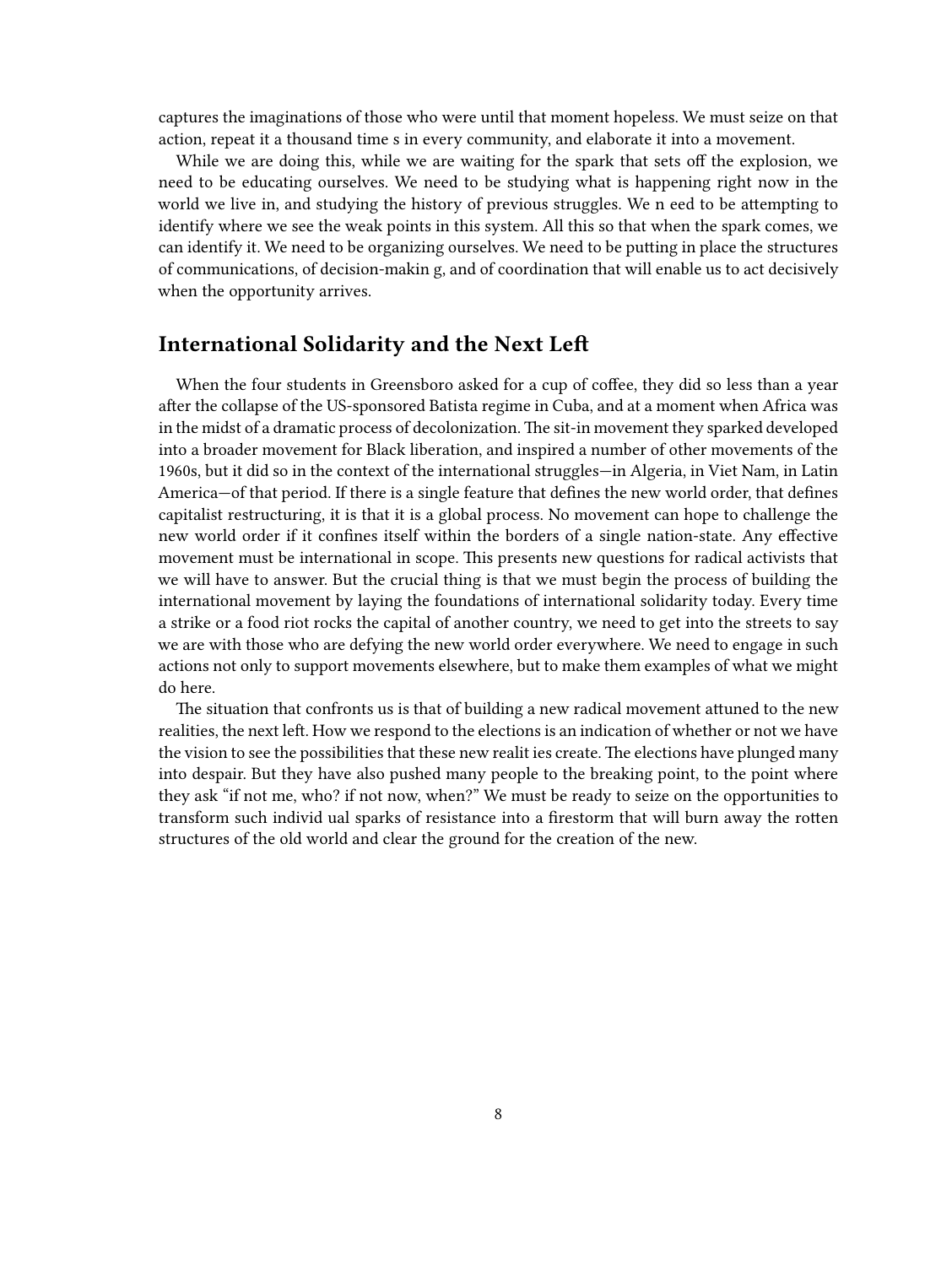captures the imaginations of those who were until that moment hopeless. We must seize on that action, repeat it a thousand times in every community, and elaborate it into a movement.

While we are doing this, while we are waiting for the spark that sets off the explosion, we need to be educating ourselves. We need to be studying what is happening right now in the world we live in, and studying the history of previous struggles. We need to be attempting to identify where we see the weak points in this system. All this so that when the spark comes, we can identify it. We need to be organizing ourselves. We need to be putting in place the structures of communications, of decision-making, and of coordination that will enable us to act decisively when the opportunity arrives.

## International Solidarity and the Next Left

When the four students in Greensboro asked for a cup of coffee, they did so less than a year after the collapse of the US-sponsored Batista regime in Cuba, and at a moment when Africa was in the midst of a dramatic process of decolonization. The sit-in movement they sparked developed into a broader movement for Black liberation, and inspired a number of other movements of the 1960s, but it did so in the context of the international struggles—in Algeria, in Viet Nam, in Latin America—of that period. If there is a single feature that defines the new world order, that defines capitalist restructuring, it is that it is a global process. No movement can hope to challenge the new world order if it confines itself within the borders of a single nation-state. Any effective movement must be international in scope. This presents new questions for radical activists that we will have to answer. But the crucial thing is that we must begin the process of building the international movement by laying the foundations of international solidarity today. Every time a strike or a food riot rocks the capital of another country, we need to get into the streets to say we are with those who are defying the new world order everywhere. We need to engage in such actions not only to support movements elsewhere, but to make them examples of what we might do here.

The situation that confronts us is that of building a new radical movement attuned to the new realities, the next left. How we respond to the elections is an indication of whether or not we have the vision to see the possibilities that these new realities create. The elections have plunged many into despair. But they have also pushed many people to the breaking point, to the point where they ask "if not me, who? if not now, when?" We must be ready to seize on the opportunities to transform such individual sparks of resistance into a firestorm that will burn away the rotten structures of the old world and clear the ground for the creation of the new.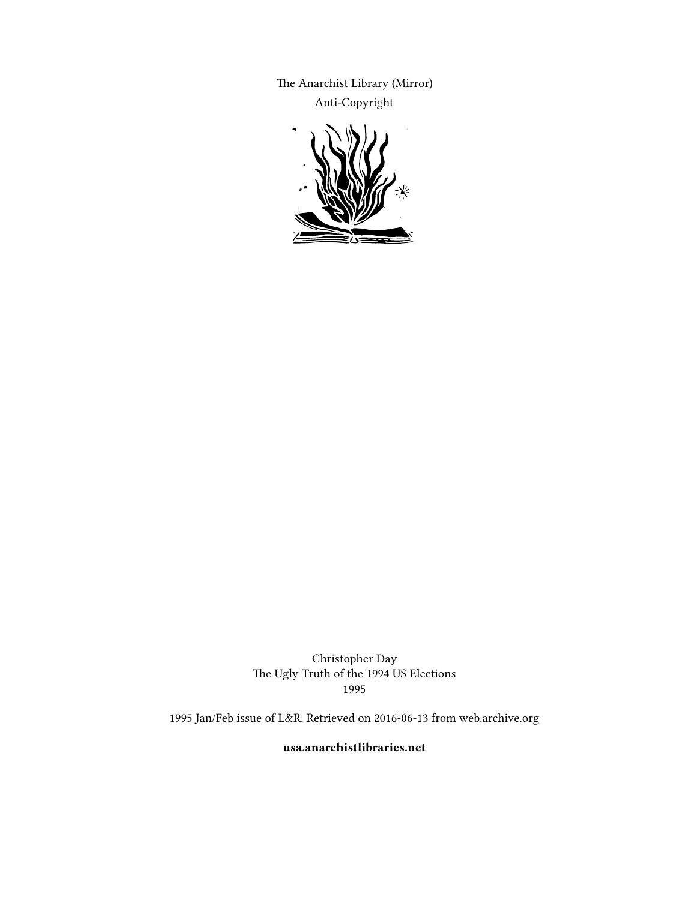The Anarchist Library (Mirror)
Anti-Copyright

Christopher Day
The Ugly Truth of the 1994 US Elections
1995

1995 Jan/Feb issue of L&R. Retrieved on 2016-06-13 from web.archive.org

**usa.anarchistlibraries.net**